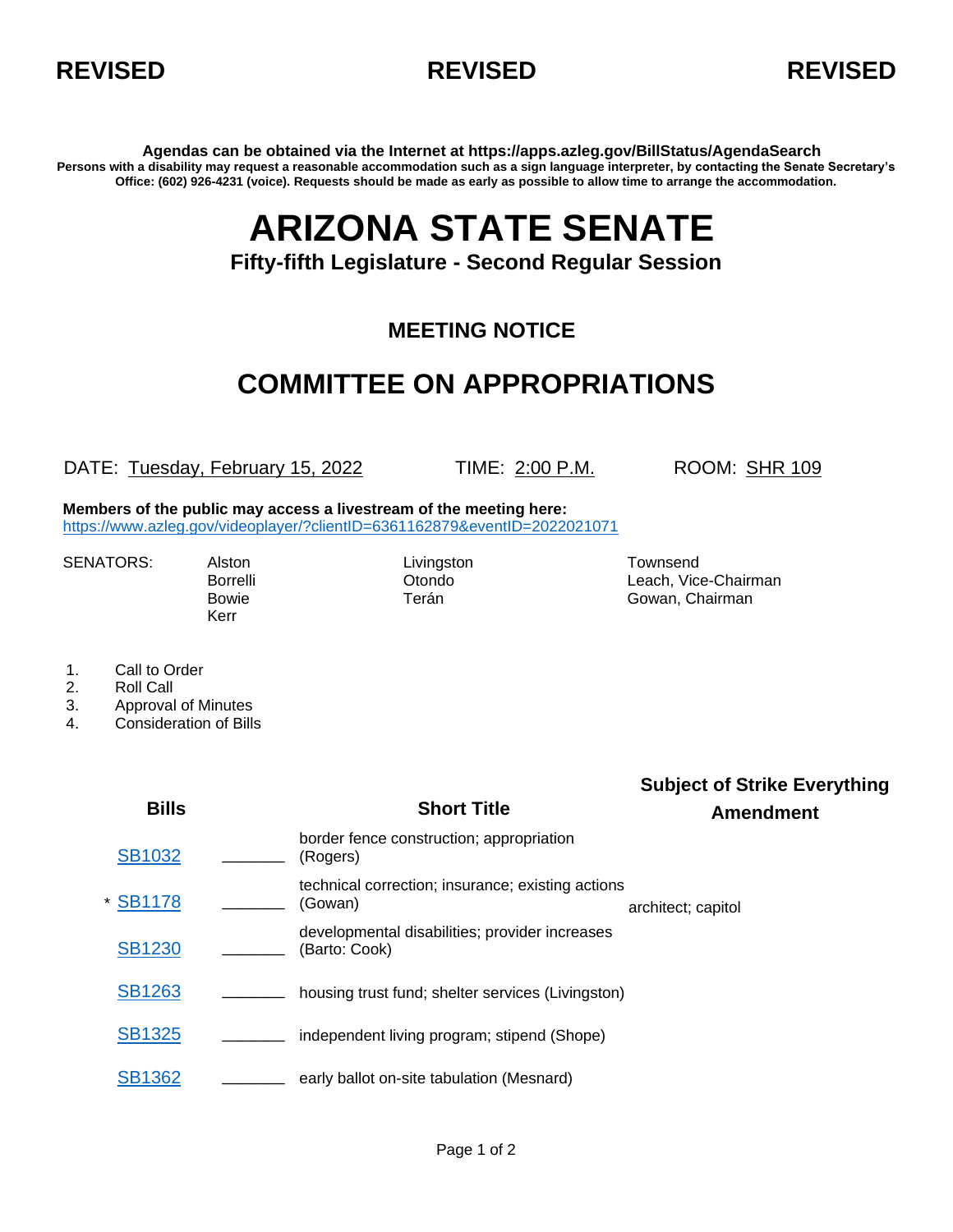**REVISED** **REVISED** **REVISED**

**Agendas can be obtained via the Internet at https://apps.azleg.gov/BillStatus/AgendaSearch**

**Persons with a disability may request a reasonable accommodation such as a sign language interpreter, by contacting the Senate Secretary's Office: (602) 926-4231 (voice). Requests should be made as early as possible to allow time to arrange the accommodation.**

# ARIZONA STATE SENATE

### Fifty-fifth Legislature - Second Regular Session

## MEETING NOTICE

## COMMITTEE ON APPROPRIATIONS

DATE: Tuesday, February 15, 2022 TIME: 2:00 P.M. ROOM: SHR 109

**Members of the public may access a livestream of the meeting here:**
https://www.azleg.gov/videoplayer/?clientID=6361162879&eventID=2022021071

SENATORS: Alston, Borrelli, Bowie, Kerr, Livingston, Otondo, Terán, Townsend, Leach, Vice-Chairman, Gowan, Chairman

1. Call to Order
2. Roll Call
3. Approval of Minutes
4. Consideration of Bills

| Bills | | Short Title | Subject of Strike Everything Amendment |
|---|---|---|---|
| SB1032 | _______ | border fence construction; appropriation (Rogers) | |
| * SB1178 | _______ | technical correction; insurance; existing actions (Gowan) | architect; capitol |
| SB1230 | _______ | developmental disabilities; provider increases (Barto: Cook) | |
| SB1263 | _______ | housing trust fund; shelter services (Livingston) | |
| SB1325 | _______ | independent living program; stipend (Shope) | |
| SB1362 | _______ | early ballot on-site tabulation (Mesnard) | |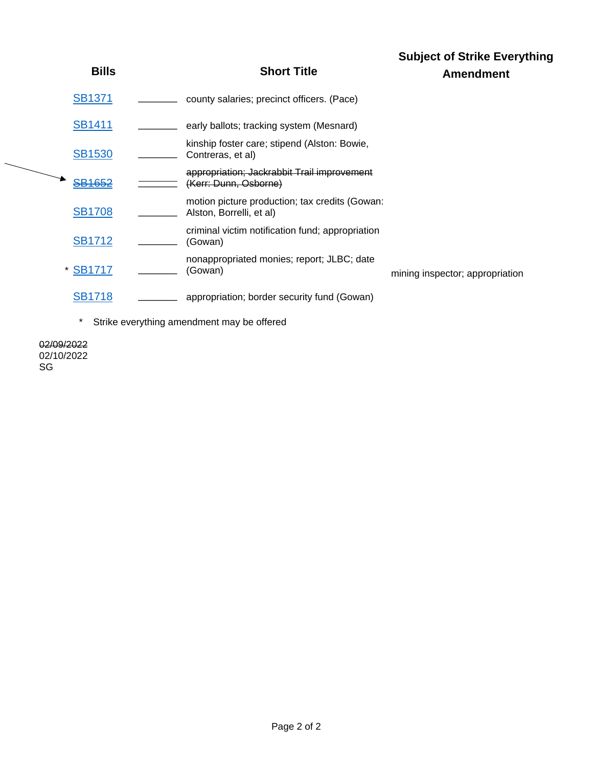| Bills | | Short Title | Subject of Strike Everything Amendment |
|---|---|---|---|
| SB1371 | ________ | county salaries; precinct officers. (Pace) | |
| SB1411 | ________ | early ballots; tracking system (Mesnard) | |
| SB1530 | ________ | kinship foster care; stipend (Alston: Bowie, Contreras, et al) | |
| ~~SB1652~~ | ________ | ~~appropriation; Jackrabbit Trail improvement (Kerr: Dunn, Osborne)~~ | |
| SB1708 | ________ | motion picture production; tax credits (Gowan: Alston, Borrelli, et al) | |
| SB1712 | ________ | criminal victim notification fund; appropriation (Gowan) | |
| * SB1717 | ________ | nonappropriated monies; report; JLBC; date (Gowan) | mining inspector; appropriation |
| SB1718 | ________ | appropriation; border security fund (Gowan) | |

\* Strike everything amendment may be offered

~~02/09/2022~~
02/10/2022
SG